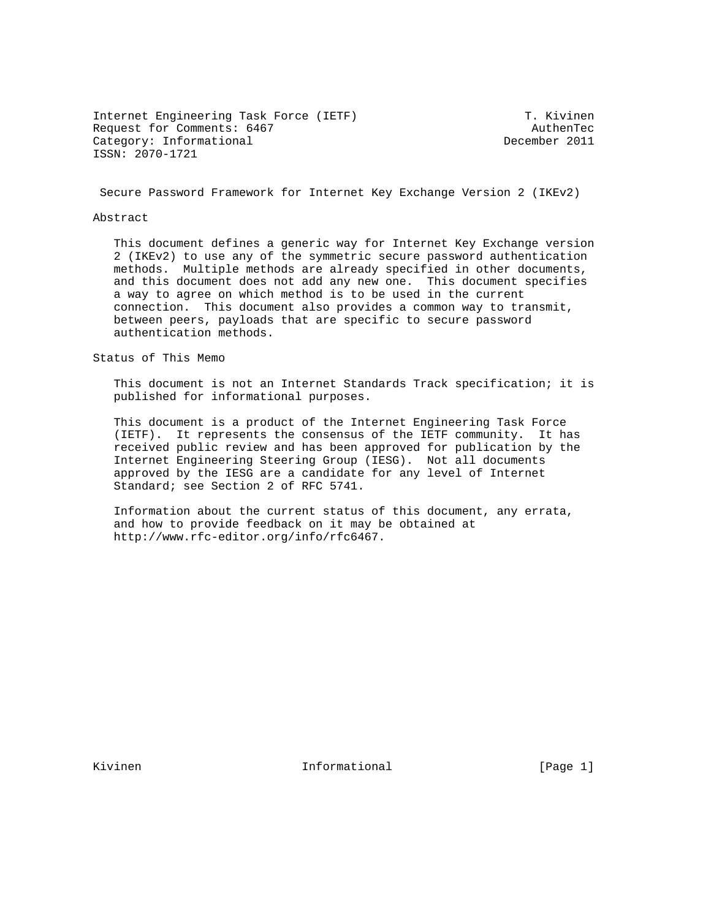Internet Engineering Task Force (IETF)                        T. Kivinen
Request for Comments: 6467                                     AuthenTec
Category: Informational                                    December 2011
ISSN: 2070-1721

# Secure Password Framework for Internet Key Exchange Version 2 (IKEv2)

## Abstract

This document defines a generic way for Internet Key Exchange version 2 (IKEv2) to use any of the symmetric secure password authentication methods. Multiple methods are already specified in other documents, and this document does not add any new one. This document specifies a way to agree on which method is to be used in the current connection. This document also provides a common way to transmit, between peers, payloads that are specific to secure password authentication methods.

## Status of This Memo

This document is not an Internet Standards Track specification; it is published for informational purposes.

This document is a product of the Internet Engineering Task Force (IETF). It represents the consensus of the IETF community. It has received public review and has been approved for publication by the Internet Engineering Steering Group (IESG). Not all documents approved by the IESG are a candidate for any level of Internet Standard; see Section 2 of RFC 5741.

Information about the current status of this document, any errata, and how to provide feedback on it may be obtained at http://www.rfc-editor.org/info/rfc6467.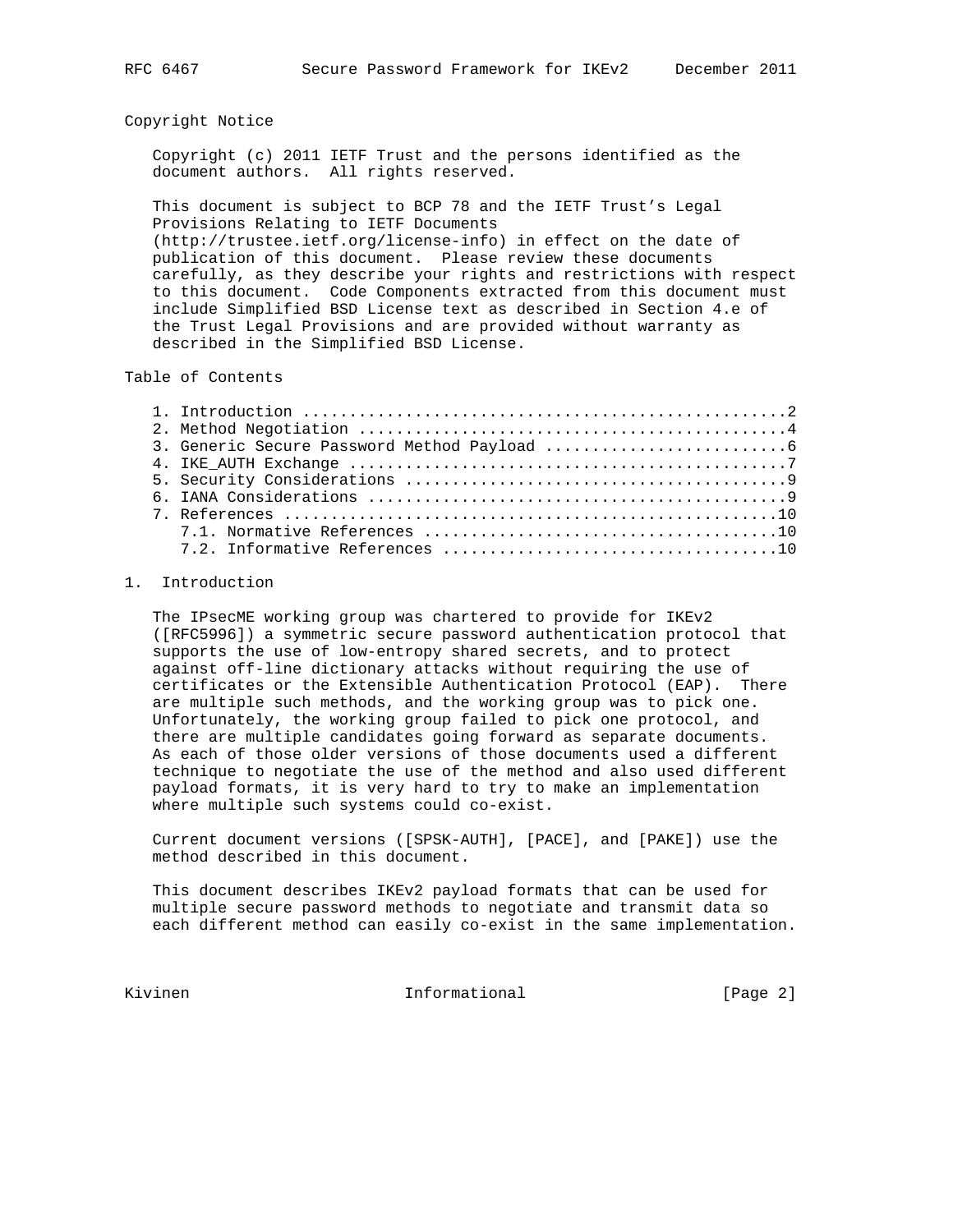## Copyright Notice

Copyright (c) 2011 IETF Trust and the persons identified as the document authors. All rights reserved.

This document is subject to BCP 78 and the IETF Trust's Legal Provisions Relating to IETF Documents (http://trustee.ietf.org/license-info) in effect on the date of publication of this document. Please review these documents carefully, as they describe your rights and restrictions with respect to this document. Code Components extracted from this document must include Simplified BSD License text as described in Section 4.e of the Trust Legal Provisions and are provided without warranty as described in the Simplified BSD License.

## Table of Contents

```
1. Introduction ....................................................2
2. Method Negotiation ..............................................4
3. Generic Secure Password Method Payload ..........................6
4. IKE_AUTH Exchange ...............................................7
5. Security Considerations .........................................9
6. IANA Considerations .............................................9
7. References .....................................................10
   7.1. Normative References ......................................10
   7.2. Informative References ....................................10
```

## 1. Introduction

The IPsecME working group was chartered to provide for IKEv2 ([RFC5996]) a symmetric secure password authentication protocol that supports the use of low-entropy shared secrets, and to protect against off-line dictionary attacks without requiring the use of certificates or the Extensible Authentication Protocol (EAP). There are multiple such methods, and the working group was to pick one. Unfortunately, the working group failed to pick one protocol, and there are multiple candidates going forward as separate documents. As each of those older versions of those documents used a different technique to negotiate the use of the method and also used different payload formats, it is very hard to try to make an implementation where multiple such systems could co-exist.

Current document versions ([SPSK-AUTH], [PACE], and [PAKE]) use the method described in this document.

This document describes IKEv2 payload formats that can be used for multiple secure password methods to negotiate and transmit data so each different method can easily co-exist in the same implementation.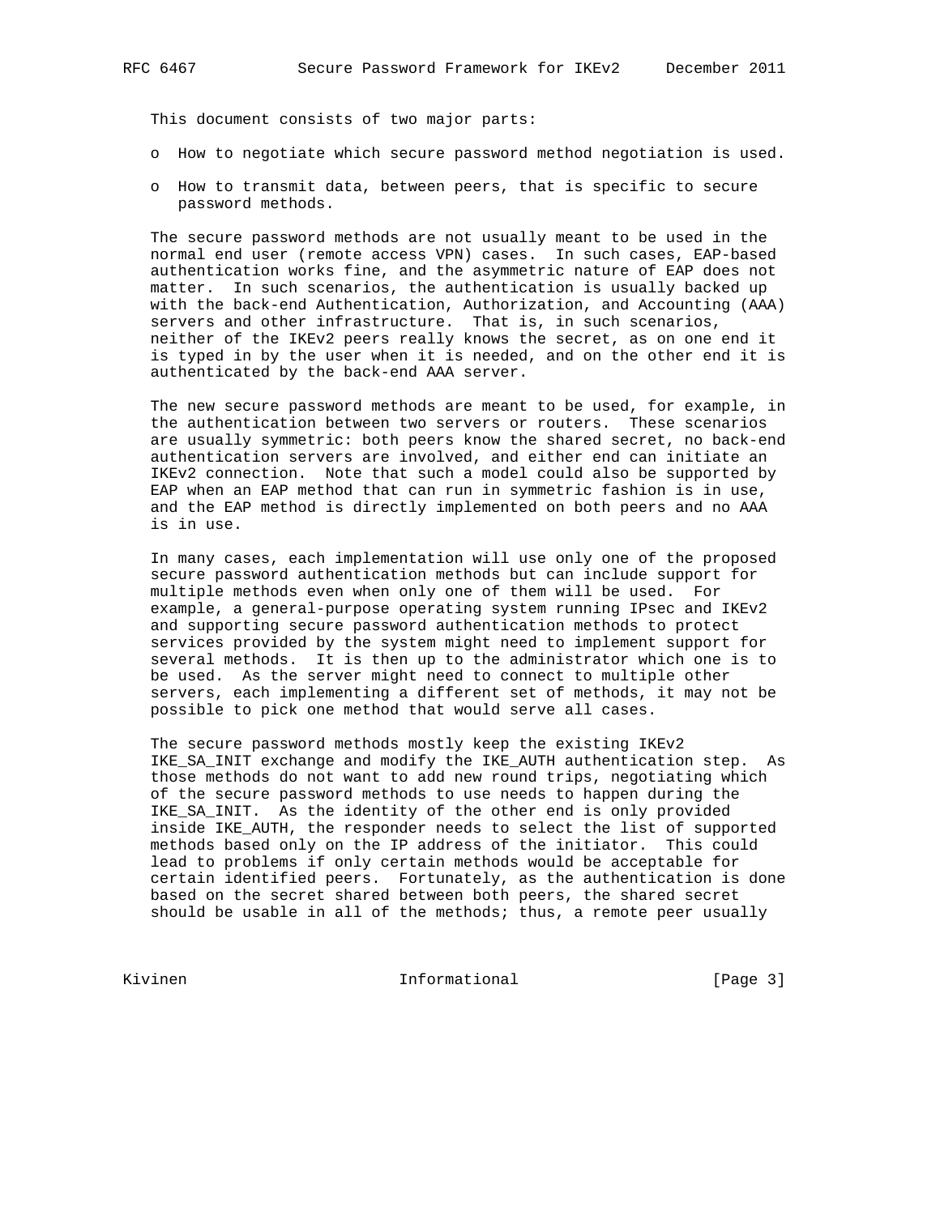This document consists of two major parts:

- How to negotiate which secure password method negotiation is used.
- How to transmit data, between peers, that is specific to secure password methods.

The secure password methods are not usually meant to be used in the normal end user (remote access VPN) cases. In such cases, EAP-based authentication works fine, and the asymmetric nature of EAP does not matter. In such scenarios, the authentication is usually backed up with the back-end Authentication, Authorization, and Accounting (AAA) servers and other infrastructure. That is, in such scenarios, neither of the IKEv2 peers really knows the secret, as on one end it is typed in by the user when it is needed, and on the other end it is authenticated by the back-end AAA server.

The new secure password methods are meant to be used, for example, in the authentication between two servers or routers. These scenarios are usually symmetric: both peers know the shared secret, no back-end authentication servers are involved, and either end can initiate an IKEv2 connection. Note that such a model could also be supported by EAP when an EAP method that can run in symmetric fashion is in use, and the EAP method is directly implemented on both peers and no AAA is in use.

In many cases, each implementation will use only one of the proposed secure password authentication methods but can include support for multiple methods even when only one of them will be used. For example, a general-purpose operating system running IPsec and IKEv2 and supporting secure password authentication methods to protect services provided by the system might need to implement support for several methods. It is then up to the administrator which one is to be used. As the server might need to connect to multiple other servers, each implementing a different set of methods, it may not be possible to pick one method that would serve all cases.

The secure password methods mostly keep the existing IKEv2 IKE_SA_INIT exchange and modify the IKE_AUTH authentication step. As those methods do not want to add new round trips, negotiating which of the secure password methods to use needs to happen during the IKE_SA_INIT. As the identity of the other end is only provided inside IKE_AUTH, the responder needs to select the list of supported methods based only on the IP address of the initiator. This could lead to problems if only certain methods would be acceptable for certain identified peers. Fortunately, as the authentication is done based on the secret shared between both peers, the shared secret should be usable in all of the methods; thus, a remote peer usually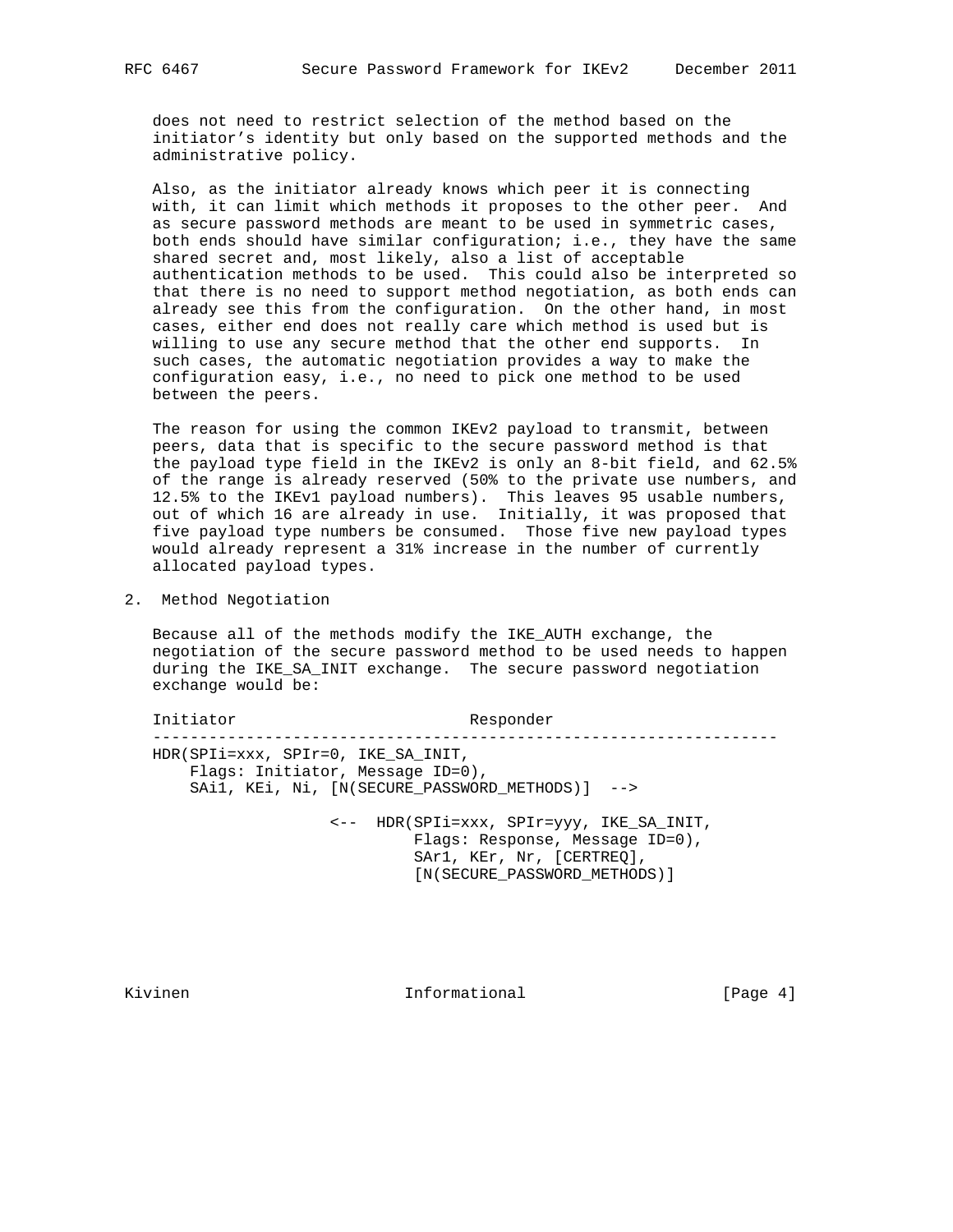does not need to restrict selection of the method based on the initiator's identity but only based on the supported methods and the administrative policy.

Also, as the initiator already knows which peer it is connecting with, it can limit which methods it proposes to the other peer. And as secure password methods are meant to be used in symmetric cases, both ends should have similar configuration; i.e., they have the same shared secret and, most likely, also a list of acceptable authentication methods to be used. This could also be interpreted so that there is no need to support method negotiation, as both ends can already see this from the configuration. On the other hand, in most cases, either end does not really care which method is used but is willing to use any secure method that the other end supports. In such cases, the automatic negotiation provides a way to make the configuration easy, i.e., no need to pick one method to be used between the peers.

The reason for using the common IKEv2 payload to transmit, between peers, data that is specific to the secure password method is that the payload type field in the IKEv2 is only an 8-bit field, and 62.5% of the range is already reserved (50% to the private use numbers, and 12.5% to the IKEv1 payload numbers). This leaves 95 usable numbers, out of which 16 are already in use. Initially, it was proposed that five payload type numbers be consumed. Those five new payload types would already represent a 31% increase in the number of currently allocated payload types.

## 2. Method Negotiation

Because all of the methods modify the IKE_AUTH exchange, the negotiation of the secure password method to be used needs to happen during the IKE_SA_INIT exchange. The secure password negotiation exchange would be:

```
Initiator                         Responder
-----------------------------------------------------------------
HDR(SPIi=xxx, SPIr=0, IKE_SA_INIT,
    Flags: Initiator, Message ID=0),
    SAi1, KEi, Ni, [N(SECURE_PASSWORD_METHODS)]  -->

                  <--  HDR(SPIi=xxx, SPIr=yyy, IKE_SA_INIT,
                           Flags: Response, Message ID=0),
                           SAr1, KEr, Nr, [CERTREQ],
                           [N(SECURE_PASSWORD_METHODS)]
```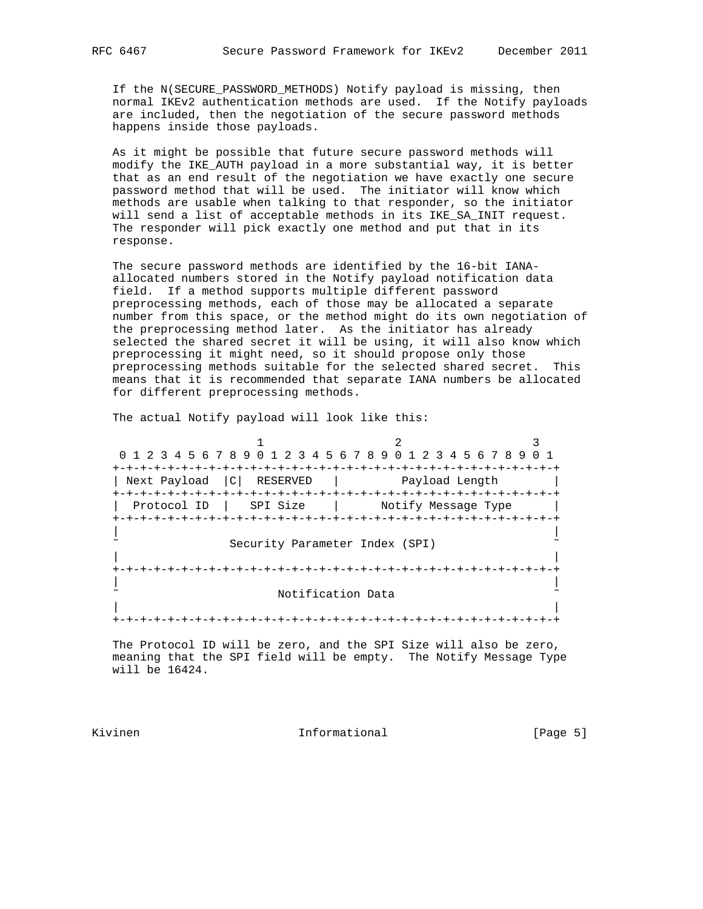If the N(SECURE_PASSWORD_METHODS) Notify payload is missing, then normal IKEv2 authentication methods are used. If the Notify payloads are included, then the negotiation of the secure password methods happens inside those payloads.

As it might be possible that future secure password methods will modify the IKE_AUTH payload in a more substantial way, it is better that as an end result of the negotiation we have exactly one secure password method that will be used. The initiator will know which methods are usable when talking to that responder, so the initiator will send a list of acceptable methods in its IKE_SA_INIT request. The responder will pick exactly one method and put that in its response.

The secure password methods are identified by the 16-bit IANA-allocated numbers stored in the Notify payload notification data field. If a method supports multiple different password preprocessing methods, each of those may be allocated a separate number from this space, or the method might do its own negotiation of the preprocessing method later. As the initiator has already selected the shared secret it will be using, it will also know which preprocessing it might need, so it should propose only those preprocessing methods suitable for the selected shared secret. This means that it is recommended that separate IANA numbers be allocated for different preprocessing methods.

The actual Notify payload will look like this:

```
                     1                   2                   3
 0 1 2 3 4 5 6 7 8 9 0 1 2 3 4 5 6 7 8 9 0 1 2 3 4 5 6 7 8 9 0 1
+-+-+-+-+-+-+-+-+-+-+-+-+-+-+-+-+-+-+-+-+-+-+-+-+-+-+-+-+-+-+-+-+
| Next Payload  |C|  RESERVED   |         Payload Length        |
+-+-+-+-+-+-+-+-+-+-+-+-+-+-+-+-+-+-+-+-+-+-+-+-+-+-+-+-+-+-+-+-+
|  Protocol ID  |   SPI Size    |      Notify Message Type      |
+-+-+-+-+-+-+-+-+-+-+-+-+-+-+-+-+-+-+-+-+-+-+-+-+-+-+-+-+-+-+-+-+
|                                                               |
~                Security Parameter Index (SPI)                 ~
|                                                               |
+-+-+-+-+-+-+-+-+-+-+-+-+-+-+-+-+-+-+-+-+-+-+-+-+-+-+-+-+-+-+-+-+
|                                                               |
~                       Notification Data                       ~
|                                                               |
+-+-+-+-+-+-+-+-+-+-+-+-+-+-+-+-+-+-+-+-+-+-+-+-+-+-+-+-+-+-+-+-+
```

The Protocol ID will be zero, and the SPI Size will also be zero, meaning that the SPI field will be empty. The Notify Message Type will be 16424.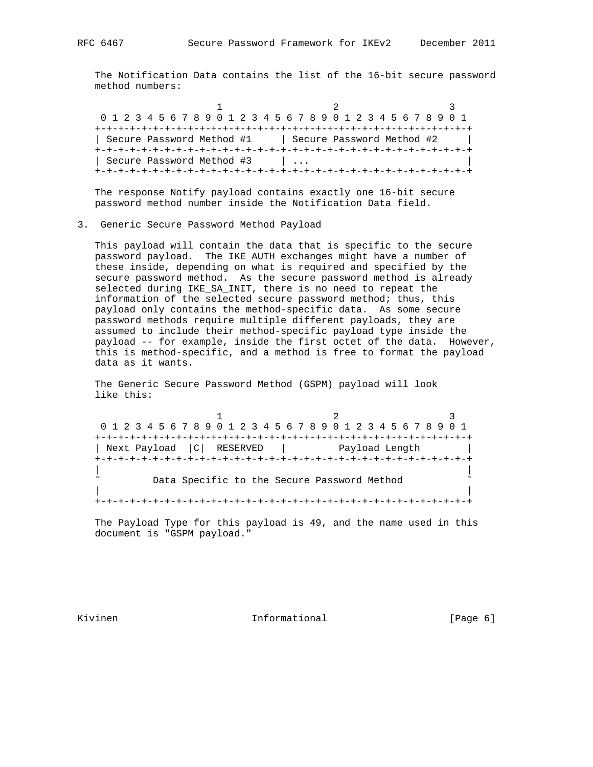The Notification Data contains the list of the 16-bit secure password method numbers:

```
                     1                   2                   3
 0 1 2 3 4 5 6 7 8 9 0 1 2 3 4 5 6 7 8 9 0 1 2 3 4 5 6 7 8 9 0 1
+-+-+-+-+-+-+-+-+-+-+-+-+-+-+-+-+-+-+-+-+-+-+-+-+-+-+-+-+-+-+-+-+
| Secure Password Method #1     | Secure Password Method #2     |
+-+-+-+-+-+-+-+-+-+-+-+-+-+-+-+-+-+-+-+-+-+-+-+-+-+-+-+-+-+-+-+-+
| Secure Password Method #3     | ...                           |
+-+-+-+-+-+-+-+-+-+-+-+-+-+-+-+-+-+-+-+-+-+-+-+-+-+-+-+-+-+-+-+-+
```

The response Notify payload contains exactly one 16-bit secure password method number inside the Notification Data field.

## 3. Generic Secure Password Method Payload

This payload will contain the data that is specific to the secure password payload. The IKE_AUTH exchanges might have a number of these inside, depending on what is required and specified by the secure password method. As the secure password method is already selected during IKE_SA_INIT, there is no need to repeat the information of the selected secure password method; thus, this payload only contains the method-specific data. As some secure password methods require multiple different payloads, they are assumed to include their method-specific payload type inside the payload -- for example, inside the first octet of the data. However, this is method-specific, and a method is free to format the payload data as it wants.

The Generic Secure Password Method (GSPM) payload will look like this:

```
                     1                   2                   3
 0 1 2 3 4 5 6 7 8 9 0 1 2 3 4 5 6 7 8 9 0 1 2 3 4 5 6 7 8 9 0 1
+-+-+-+-+-+-+-+-+-+-+-+-+-+-+-+-+-+-+-+-+-+-+-+-+-+-+-+-+-+-+-+-+
| Next Payload  |C|  RESERVED   |         Payload Length        |
+-+-+-+-+-+-+-+-+-+-+-+-+-+-+-+-+-+-+-+-+-+-+-+-+-+-+-+-+-+-+-+-+
|                                                               |
~         Data Specific to the Secure Password Method           ~
|                                                               |
+-+-+-+-+-+-+-+-+-+-+-+-+-+-+-+-+-+-+-+-+-+-+-+-+-+-+-+-+-+-+-+-+
```

The Payload Type for this payload is 49, and the name used in this document is "GSPM payload."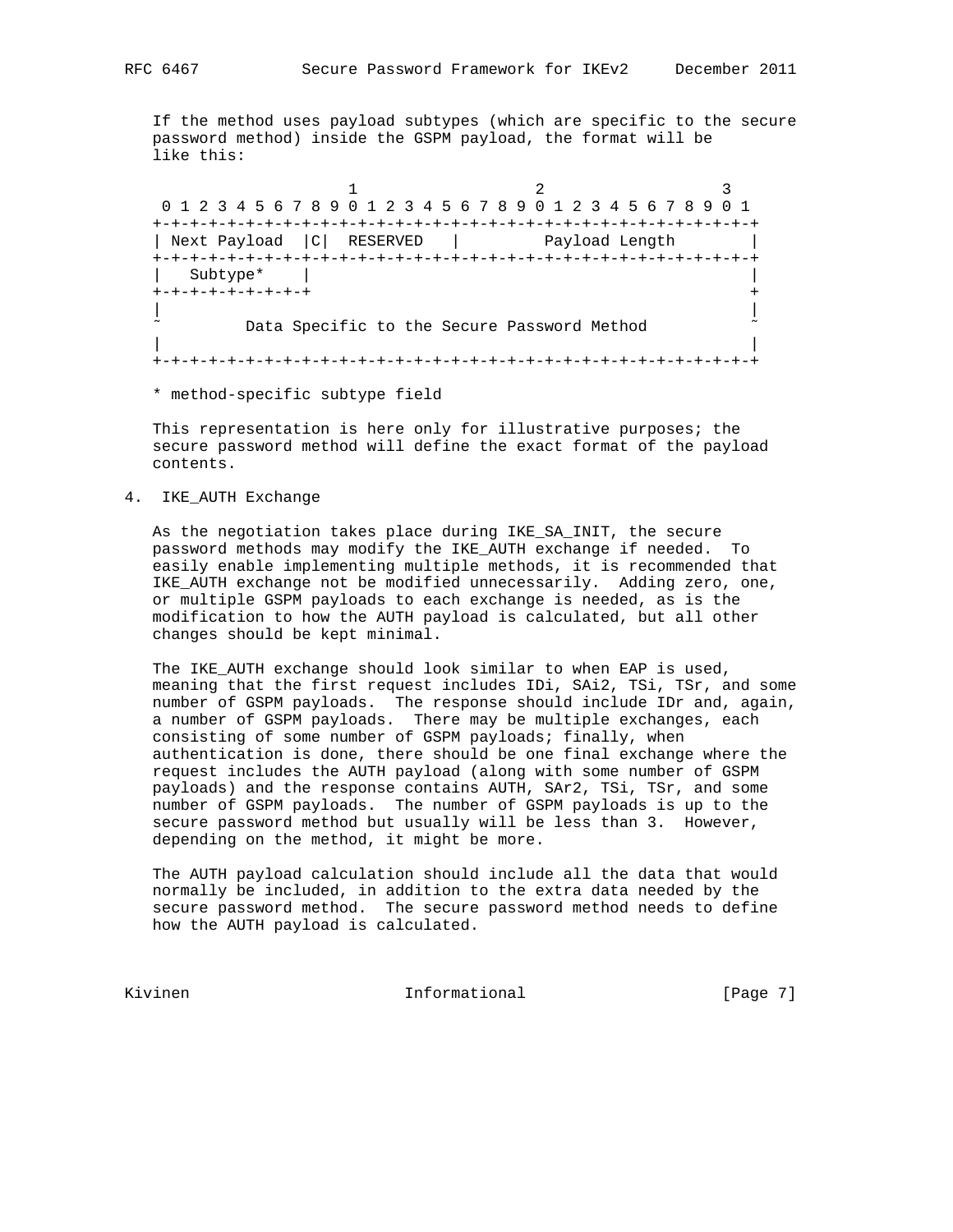If the method uses payload subtypes (which are specific to the secure password method) inside the GSPM payload, the format will be like this:

```
                     1                   2                   3
 0 1 2 3 4 5 6 7 8 9 0 1 2 3 4 5 6 7 8 9 0 1 2 3 4 5 6 7 8 9 0 1
+-+-+-+-+-+-+-+-+-+-+-+-+-+-+-+-+-+-+-+-+-+-+-+-+-+-+-+-+-+-+-+-+
| Next Payload  |C|  RESERVED   |         Payload Length        |
+-+-+-+-+-+-+-+-+-+-+-+-+-+-+-+-+-+-+-+-+-+-+-+-+-+-+-+-+-+-+-+-+
|   Subtype*    |                                               |
+-+-+-+-+-+-+-+-+                                               +
|                                                               |
~         Data Specific to the Secure Password Method           ~
|                                                               |
+-+-+-+-+-+-+-+-+-+-+-+-+-+-+-+-+-+-+-+-+-+-+-+-+-+-+-+-+-+-+-+-+
```

* method-specific subtype field

This representation is here only for illustrative purposes; the secure password method will define the exact format of the payload contents.

## 4. IKE_AUTH Exchange

As the negotiation takes place during IKE_SA_INIT, the secure password methods may modify the IKE_AUTH exchange if needed. To easily enable implementing multiple methods, it is recommended that IKE_AUTH exchange not be modified unnecessarily. Adding zero, one, or multiple GSPM payloads to each exchange is needed, as is the modification to how the AUTH payload is calculated, but all other changes should be kept minimal.

The IKE_AUTH exchange should look similar to when EAP is used, meaning that the first request includes IDi, SAi2, TSi, TSr, and some number of GSPM payloads. The response should include IDr and, again, a number of GSPM payloads. There may be multiple exchanges, each consisting of some number of GSPM payloads; finally, when authentication is done, there should be one final exchange where the request includes the AUTH payload (along with some number of GSPM payloads) and the response contains AUTH, SAr2, TSi, TSr, and some number of GSPM payloads. The number of GSPM payloads is up to the secure password method but usually will be less than 3. However, depending on the method, it might be more.

The AUTH payload calculation should include all the data that would normally be included, in addition to the extra data needed by the secure password method. The secure password method needs to define how the AUTH payload is calculated.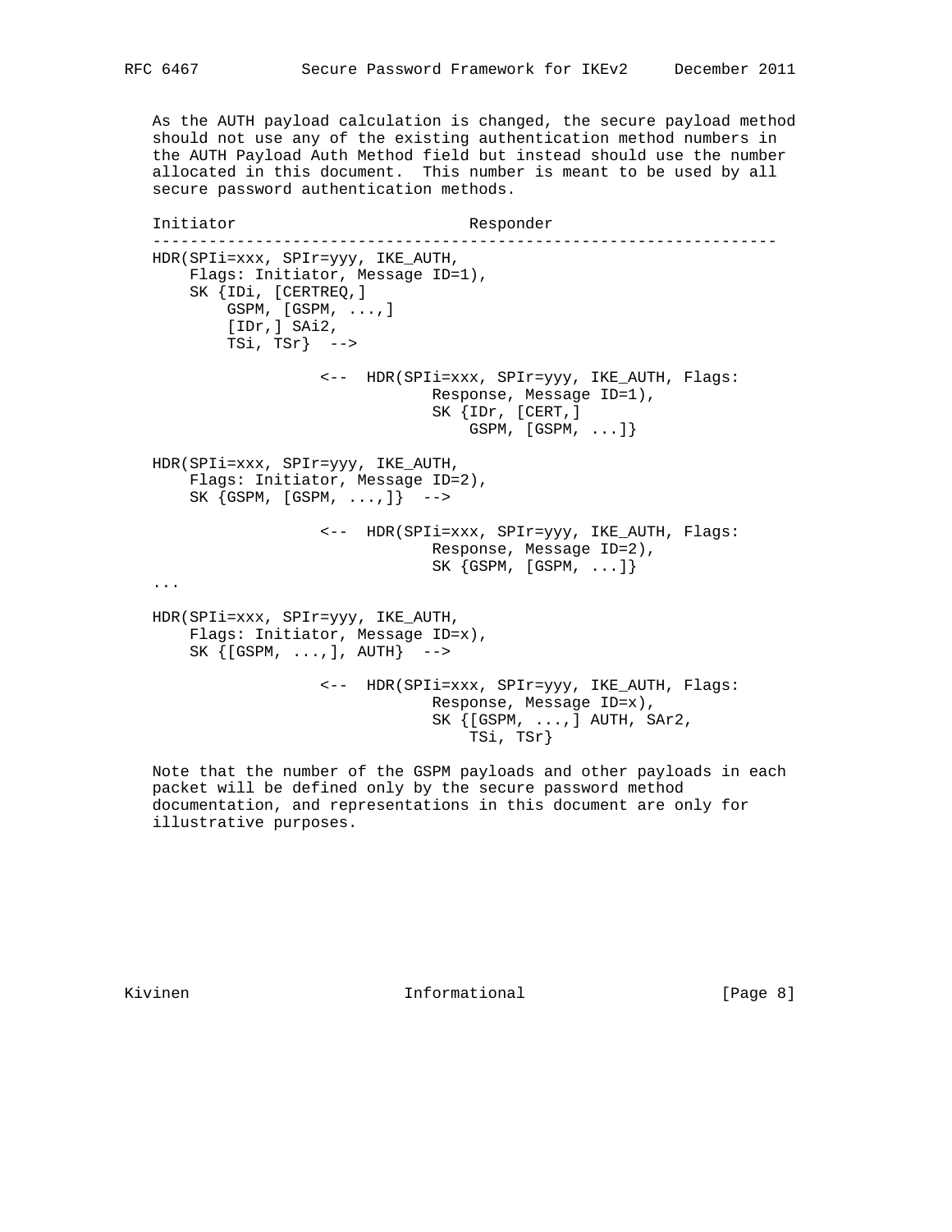As the AUTH payload calculation is changed, the secure payload method should not use any of the existing authentication method numbers in the AUTH Payload Auth Method field but instead should use the number allocated in this document. This number is meant to be used by all secure password authentication methods.

```
Initiator                         Responder
-------------------------------------------------------------------
HDR(SPIi=xxx, SPIr=yyy, IKE_AUTH,
    Flags: Initiator, Message ID=1),
    SK {IDi, [CERTREQ,]
        GSPM, [GSPM, ...,]
        [IDr,] SAi2,
        TSi, TSr}  -->

                 <--  HDR(SPIi=xxx, SPIr=yyy, IKE_AUTH, Flags:
                             Response, Message ID=1),
                             SK {IDr, [CERT,]
                                 GSPM, [GSPM, ...]}

HDR(SPIi=xxx, SPIr=yyy, IKE_AUTH,
    Flags: Initiator, Message ID=2),
    SK {GSPM, [GSPM, ...,]}  -->

                 <--  HDR(SPIi=xxx, SPIr=yyy, IKE_AUTH, Flags:
                             Response, Message ID=2),
                             SK {GSPM, [GSPM, ...]}
...

HDR(SPIi=xxx, SPIr=yyy, IKE_AUTH,
    Flags: Initiator, Message ID=x),
    SK {[GSPM, ...,], AUTH}  -->

                 <--  HDR(SPIi=xxx, SPIr=yyy, IKE_AUTH, Flags:
                             Response, Message ID=x),
                             SK {[GSPM, ...,] AUTH, SAr2,
                                 TSi, TSr}
```

Note that the number of the GSPM payloads and other payloads in each packet will be defined only by the secure password method documentation, and representations in this document are only for illustrative purposes.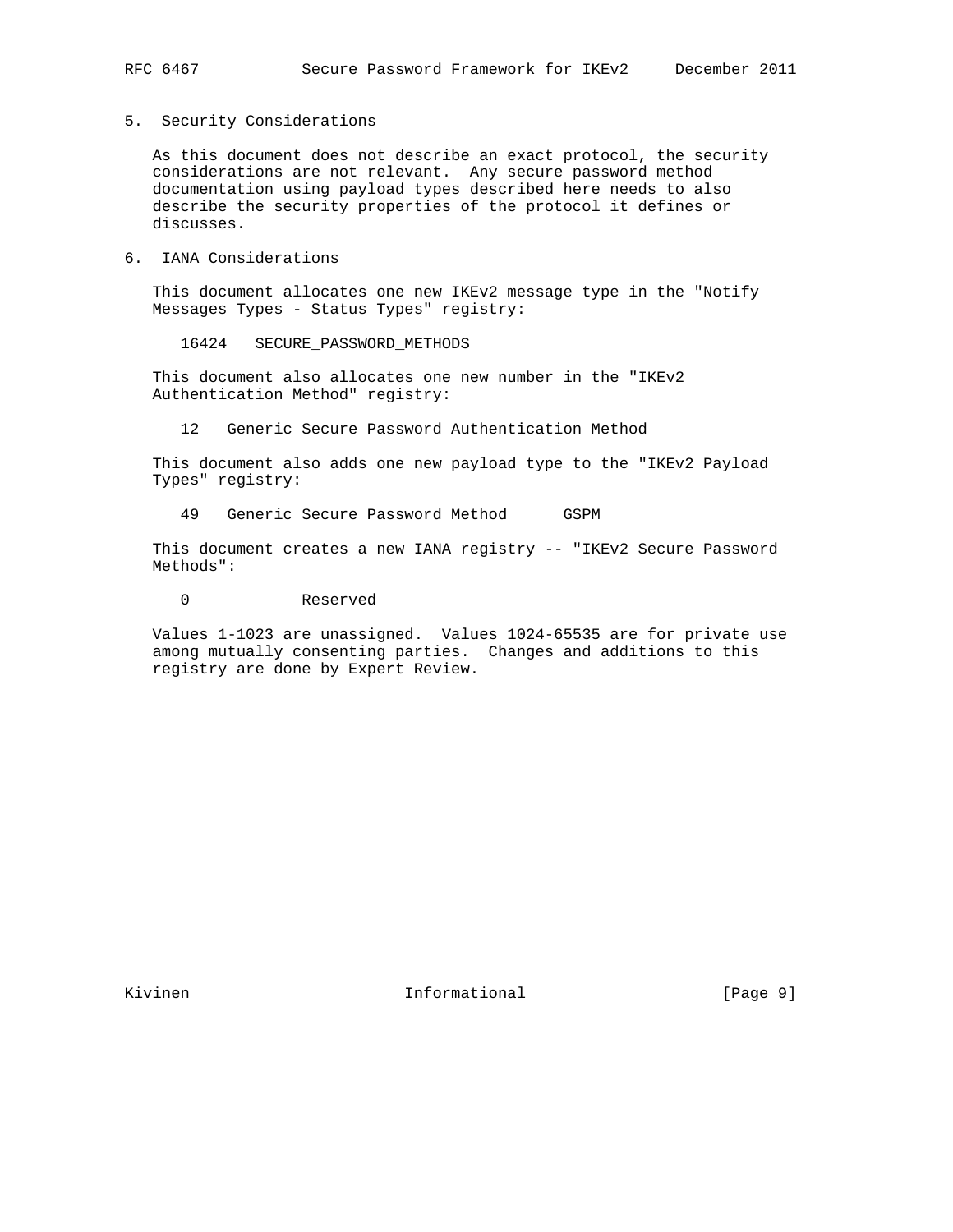## 5. Security Considerations

As this document does not describe an exact protocol, the security considerations are not relevant. Any secure password method documentation using payload types described here needs to also describe the security properties of the protocol it defines or discusses.

## 6. IANA Considerations

This document allocates one new IKEv2 message type in the "Notify Messages Types - Status Types" registry:

```
16424   SECURE_PASSWORD_METHODS
```

This document also allocates one new number in the "IKEv2 Authentication Method" registry:

```
12   Generic Secure Password Authentication Method
```

This document also adds one new payload type to the "IKEv2 Payload Types" registry:

```
49   Generic Secure Password Method      GSPM
```

This document creates a new IANA registry -- "IKEv2 Secure Password Methods":

```
0            Reserved
```

Values 1-1023 are unassigned. Values 1024-65535 are for private use among mutually consenting parties. Changes and additions to this registry are done by Expert Review.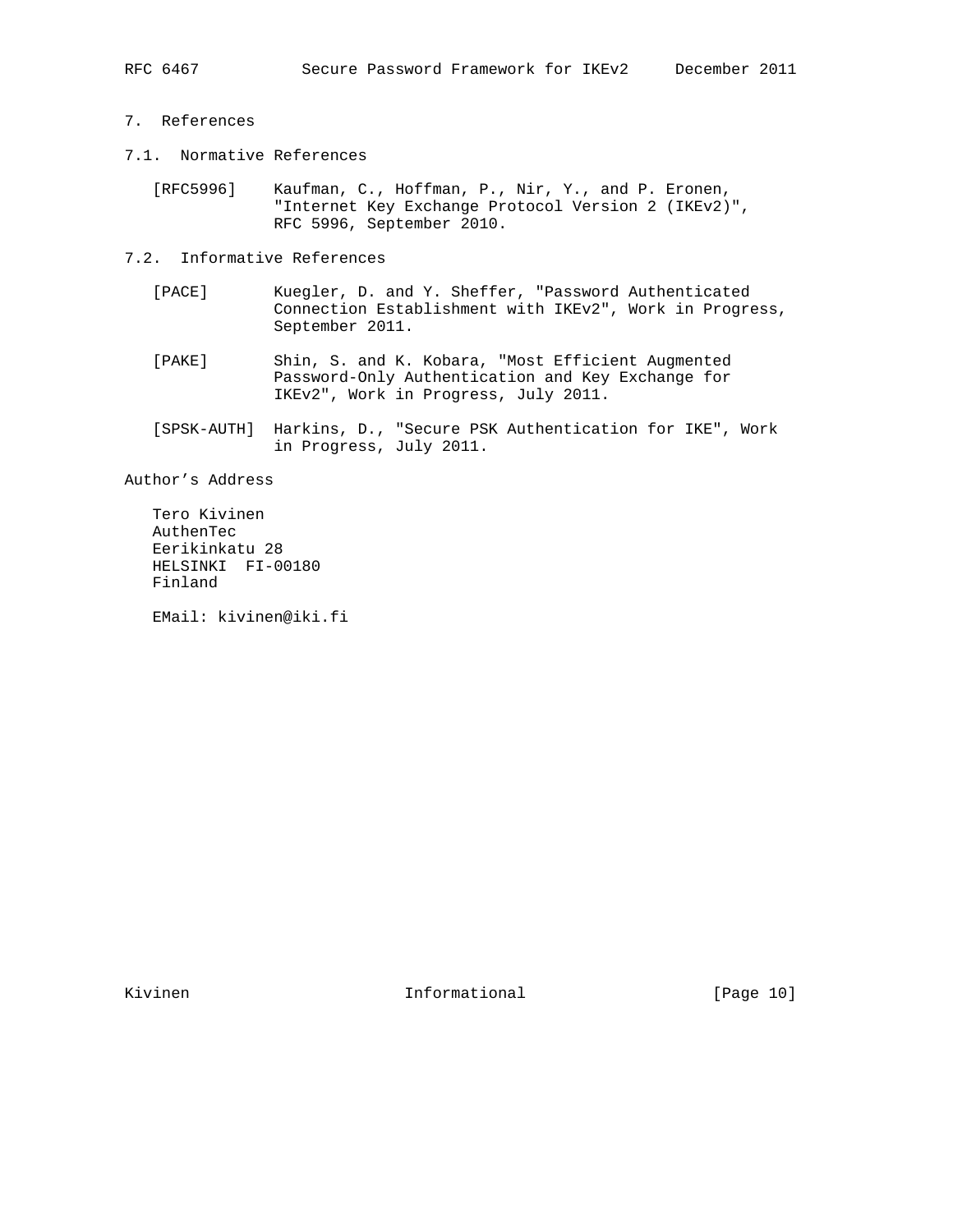# 7. References

## 7.1. Normative References

[RFC5996] Kaufman, C., Hoffman, P., Nir, Y., and P. Eronen, "Internet Key Exchange Protocol Version 2 (IKEv2)", RFC 5996, September 2010.

## 7.2. Informative References

[PACE] Kuegler, D. and Y. Sheffer, "Password Authenticated Connection Establishment with IKEv2", Work in Progress, September 2011.

[PAKE] Shin, S. and K. Kobara, "Most Efficient Augmented Password-Only Authentication and Key Exchange for IKEv2", Work in Progress, July 2011.

[SPSK-AUTH] Harkins, D., "Secure PSK Authentication for IKE", Work in Progress, July 2011.

# Author's Address

Tero Kivinen
AuthenTec
Eerikinkatu 28
HELSINKI FI-00180
Finland

EMail: kivinen@iki.fi